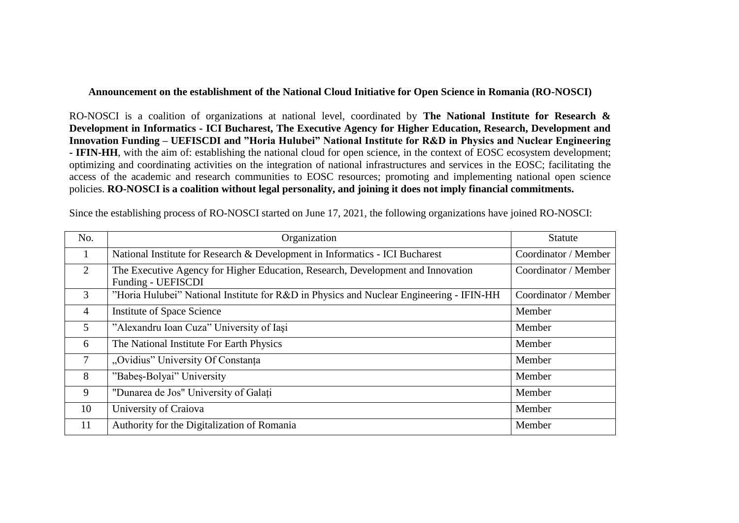**Announcement on the establishment of the National Cloud Initiative for Open Science in Romania (RO-NOSCI)**

RO-NOSCI is a coalition of organizations at national level, coordinated by **The National Institute for Research & Development in Informatics - ICI Bucharest, The Executive Agency for Higher Education, Research, Development and Innovation Funding – UEFISCDI and ”Horia Hulubei” National Institute for R&D in Physics and Nuclear Engineering - IFIN-HH**, with the aim of: establishing the national cloud for open science, in the context of EOSC ecosystem development; optimizing and coordinating activities on the integration of national infrastructures and services in the EOSC; facilitating the access of the academic and research communities to EOSC resources; promoting and implementing national open science policies. **RO-NOSCI is a coalition without legal personality, and joining it does not imply financial commitments.**

Since the establishing process of RO-NOSCI started on June 17, 2021, the following organizations have joined RO-NOSCI:

| No. | Organization | Statute |
| --- | --- | --- |
| 1 | National Institute for Research & Development in Informatics - ICI Bucharest | Coordinator / Member |
| 2 | The Executive Agency for Higher Education, Research, Development and Innovation Funding - UEFISCDI | Coordinator / Member |
| 3 | ”Horia Hulubei” National Institute for R&D in Physics and Nuclear Engineering - IFIN-HH | Coordinator / Member |
| 4 | Institute of Space Science | Member |
| 5 | ”Alexandru Ioan Cuza” University of Iași | Member |
| 6 | The National Institute For Earth Physics | Member |
| 7 | „Ovidius” University Of Constanța | Member |
| 8 | ”Babeș-Bolyai” University | Member |
| 9 | "Dunarea de Jos" University of Galați | Member |
| 10 | University of Craiova | Member |
| 11 | Authority for the Digitalization of Romania | Member |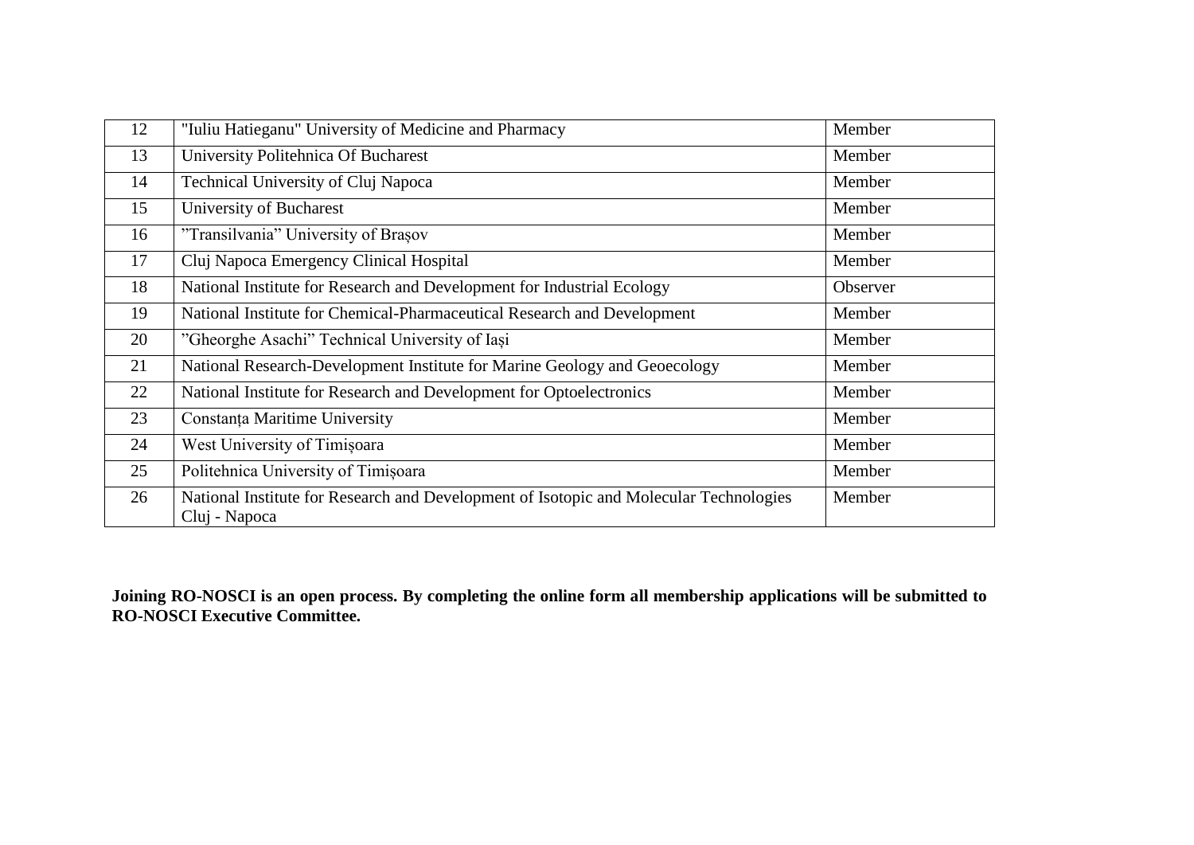| | | |
|---|---|---|
| 12 | "Iuliu Hatieganu" University of Medicine and Pharmacy | Member |
| 13 | University Politehnica Of Bucharest | Member |
| 14 | Technical University of Cluj Napoca | Member |
| 15 | University of Bucharest | Member |
| 16 | ”Transilvania” University of Brașov | Member |
| 17 | Cluj Napoca Emergency Clinical Hospital | Member |
| 18 | National Institute for Research and Development for Industrial Ecology | Observer |
| 19 | National Institute for Chemical-Pharmaceutical Research and Development | Member |
| 20 | ”Gheorghe Asachi” Technical University of Iași | Member |
| 21 | National Research-Development Institute for Marine Geology and Geoecology | Member |
| 22 | National Institute for Research and Development for Optoelectronics | Member |
| 23 | Constanța Maritime University | Member |
| 24 | West University of Timișoara | Member |
| 25 | Politehnica University of Timișoara | Member |
| 26 | National Institute for Research and Development of Isotopic and Molecular Technologies Cluj - Napoca | Member |

**Joining RO-NOSCI is an open process. By completing the online form all membership applications will be submitted to RO-NOSCI Executive Committee.**